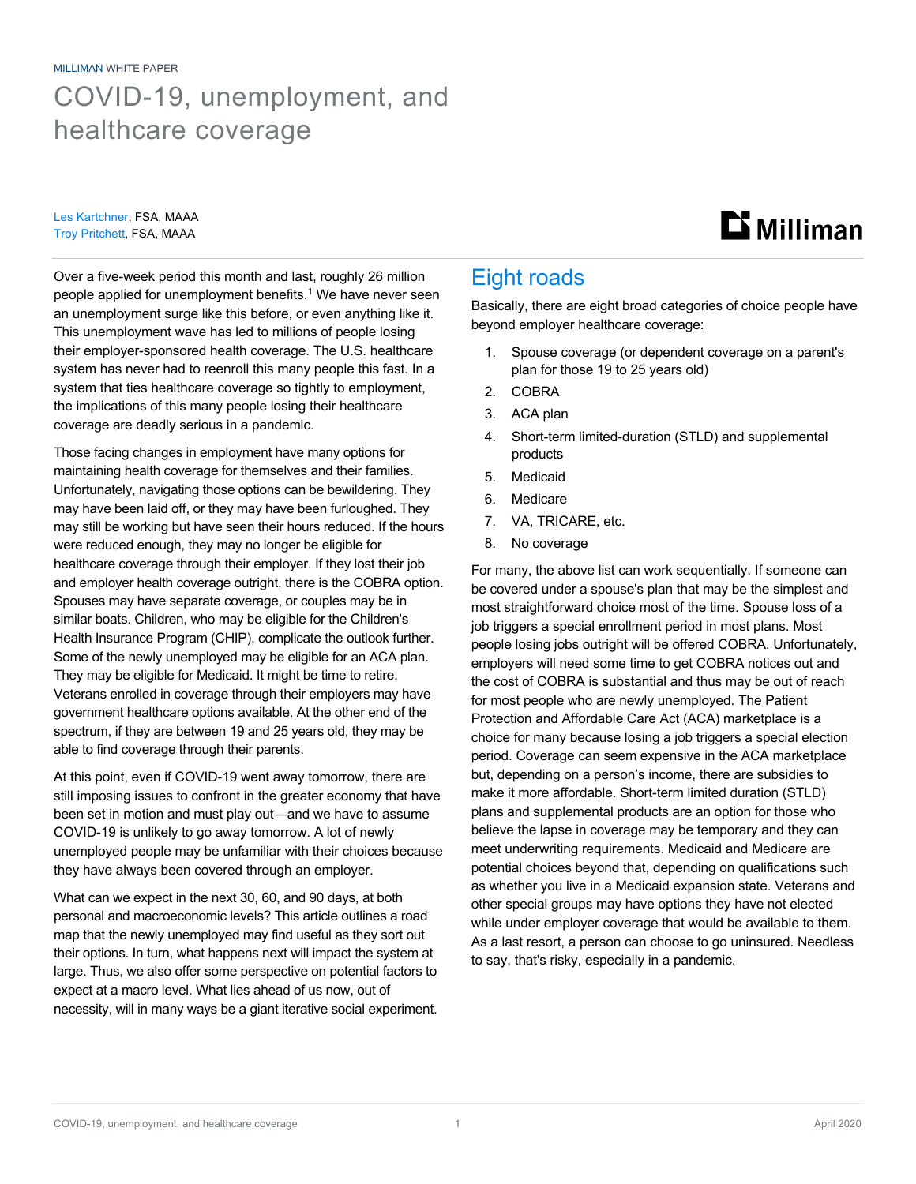MILLIMAN WHITE PAPER

# COVID-19, unemployment, and healthcare coverage

Les Kartchner, FSA, MAAA
Troy Pritchett, FSA, MAAA

Over a five-week period this month and last, roughly 26 million people applied for unemployment benefits.[1] We have never seen an unemployment surge like this before, or even anything like it. This unemployment wave has led to millions of people losing their employer-sponsored health coverage. The U.S. healthcare system has never had to reenroll this many people this fast. In a system that ties healthcare coverage so tightly to employment, the implications of this many people losing their healthcare coverage are deadly serious in a pandemic.

Those facing changes in employment have many options for maintaining health coverage for themselves and their families. Unfortunately, navigating those options can be bewildering. They may have been laid off, or they may have been furloughed. They may still be working but have seen their hours reduced. If the hours were reduced enough, they may no longer be eligible for healthcare coverage through their employer. If they lost their job and employer health coverage outright, there is the COBRA option. Spouses may have separate coverage, or couples may be in similar boats. Children, who may be eligible for the Children's Health Insurance Program (CHIP), complicate the outlook further. Some of the newly unemployed may be eligible for an ACA plan. They may be eligible for Medicaid. It might be time to retire. Veterans enrolled in coverage through their employers may have government healthcare options available. At the other end of the spectrum, if they are between 19 and 25 years old, they may be able to find coverage through their parents.

At this point, even if COVID-19 went away tomorrow, there are still imposing issues to confront in the greater economy that have been set in motion and must play out—and we have to assume COVID-19 is unlikely to go away tomorrow. A lot of newly unemployed people may be unfamiliar with their choices because they have always been covered through an employer.

What can we expect in the next 30, 60, and 90 days, at both personal and macroeconomic levels? This article outlines a road map that the newly unemployed may find useful as they sort out their options. In turn, what happens next will impact the system at large. Thus, we also offer some perspective on potential factors to expect at a macro level. What lies ahead of us now, out of necessity, will in many ways be a giant iterative social experiment.

## Eight roads

Basically, there are eight broad categories of choice people have beyond employer healthcare coverage:

1. Spouse coverage (or dependent coverage on a parent's plan for those 19 to 25 years old)
2. COBRA
3. ACA plan
4. Short-term limited-duration (STLD) and supplemental products
5. Medicaid
6. Medicare
7. VA, TRICARE, etc.
8. No coverage

For many, the above list can work sequentially. If someone can be covered under a spouse's plan that may be the simplest and most straightforward choice most of the time. Spouse loss of a job triggers a special enrollment period in most plans. Most people losing jobs outright will be offered COBRA. Unfortunately, employers will need some time to get COBRA notices out and the cost of COBRA is substantial and thus may be out of reach for most people who are newly unemployed. The Patient Protection and Affordable Care Act (ACA) marketplace is a choice for many because losing a job triggers a special election period. Coverage can seem expensive in the ACA marketplace but, depending on a person's income, there are subsidies to make it more affordable. Short-term limited duration (STLD) plans and supplemental products are an option for those who believe the lapse in coverage may be temporary and they can meet underwriting requirements. Medicaid and Medicare are potential choices beyond that, depending on qualifications such as whether you live in a Medicaid expansion state. Veterans and other special groups may have options they have not elected while under employer coverage that would be available to them. As a last resort, a person can choose to go uninsured. Needless to say, that's risky, especially in a pandemic.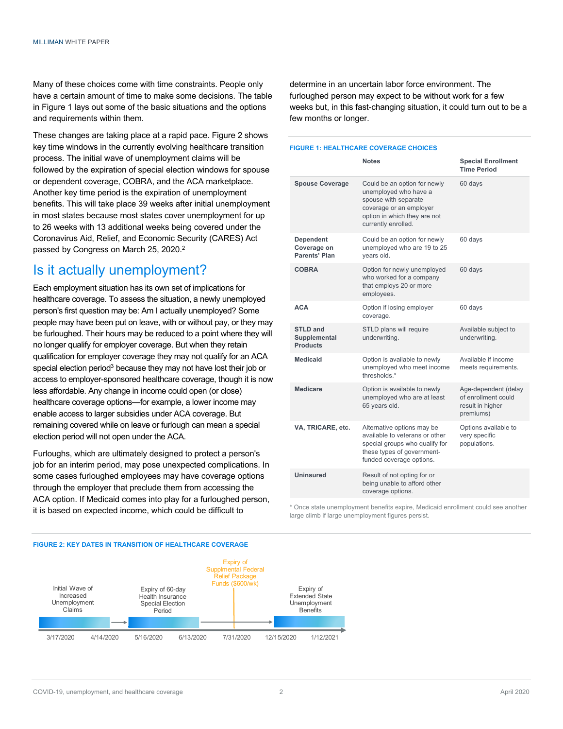Many of these choices come with time constraints. People only have a certain amount of time to make some decisions. The table in Figure 1 lays out some of the basic situations and the options and requirements within them.

These changes are taking place at a rapid pace. Figure 2 shows key time windows in the currently evolving healthcare transition process. The initial wave of unemployment claims will be followed by the expiration of special election windows for spouse or dependent coverage, COBRA, and the ACA marketplace. Another key time period is the expiration of unemployment benefits. This will take place 39 weeks after initial unemployment in most states because most states cover unemployment for up to 26 weeks with 13 additional weeks being covered under the Coronavirus Aid, Relief, and Economic Security (CARES) Act passed by Congress on March 25, 2020.[2]

## Is it actually unemployment?

Each employment situation has its own set of implications for healthcare coverage. To assess the situation, a newly unemployed person's first question may be: Am I actually unemployed? Some people may have been put on leave, with or without pay, or they may be furloughed. Their hours may be reduced to a point where they will no longer qualify for employer coverage. But when they retain qualification for employer coverage they may not qualify for an ACA special election period[3] because they may not have lost their job or access to employer-sponsored healthcare coverage, though it is now less affordable. Any change in income could open (or close) healthcare coverage options—for example, a lower income may enable access to larger subsidies under ACA coverage. But remaining covered while on leave or furlough can mean a special election period will not open under the ACA.

Furloughs, which are ultimately designed to protect a person's job for an interim period, may pose unexpected complications. In some cases furloughed employees may have coverage options through the employer that preclude them from accessing the ACA option. If Medicaid comes into play for a furloughed person, it is based on expected income, which could be difficult to determine in an uncertain labor force environment. The furloughed person may expect to be without work for a few weeks but, in this fast-changing situation, it could turn out to be a few months or longer.

**FIGURE 1: HEALTHCARE COVERAGE CHOICES**

| | Notes | Special Enrollment Time Period |
|---|---|---|
| **Spouse Coverage** | Could be an option for newly unemployed who have a spouse with separate coverage or an employer option in which they are not currently enrolled. | 60 days |
| **Dependent Coverage on Parents' Plan** | Could be an option for newly unemployed who are 19 to 25 years old. | 60 days |
| **COBRA** | Option for newly unemployed who worked for a company that employs 20 or more employees. | 60 days |
| **ACA** | Option if losing employer coverage. | 60 days |
| **STLD and Supplemental Products** | STLD plans will require underwriting. | Available subject to underwriting. |
| **Medicaid** | Option is available to newly unemployed who meet income thresholds.* | Available if income meets requirements. |
| **Medicare** | Option is available to newly unemployed who are at least 65 years old. | Age-dependent (delay of enrollment could result in higher premiums) |
| **VA, TRICARE, etc.** | Alternative options may be available to veterans or other special groups who qualify for these types of government-funded coverage options. | Options available to very specific populations. |
| **Uninsured** | Result of not opting for or being unable to afford other coverage options. | |

\* Once state unemployment benefits expire, Medicaid enrollment could see another large climb if large unemployment figures persist.

**FIGURE 2: KEY DATES IN TRANSITION OF HEALTHCARE COVERAGE**

| Period | Dates |
|---|---|
| Initial Wave of Increased Unemployment Claims | 3/17/2020 – 4/14/2020 |
| Expiry of 60-day Health Insurance Special Election Period | 5/16/2020 – 6/13/2020 |
| Expiry of Supplmental Federal Relief Package Funds ($600/wk) | 7/31/2020 |
| Expiry of Extended State Unemployment Benefits | 12/15/2020 – 1/12/2021 |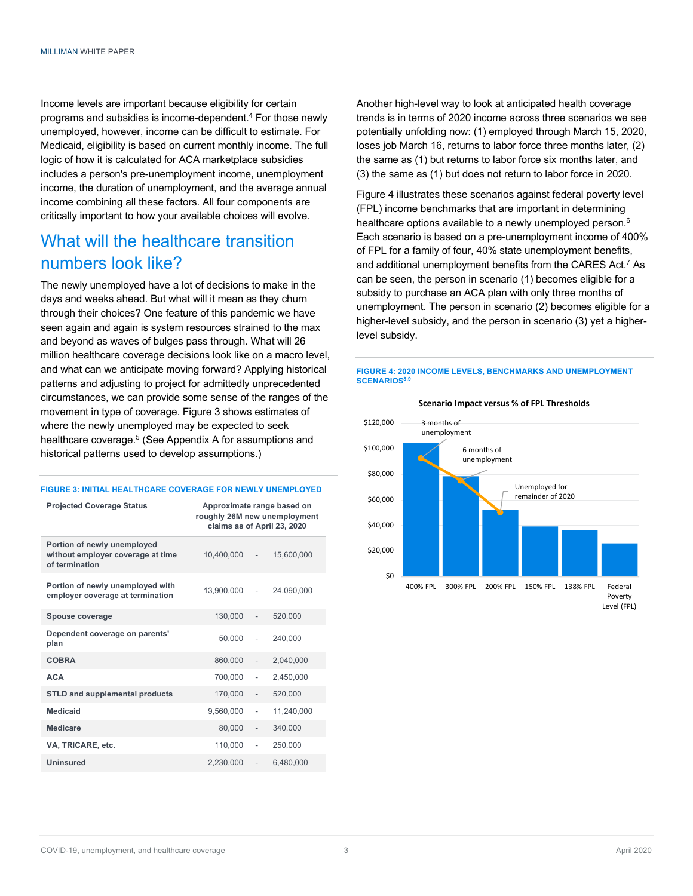Income levels are important because eligibility for certain programs and subsidies is income-dependent.[4] For those newly unemployed, however, income can be difficult to estimate. For Medicaid, eligibility is based on current monthly income. The full logic of how it is calculated for ACA marketplace subsidies includes a person's pre-unemployment income, unemployment income, the duration of unemployment, and the average annual income combining all these factors. All four components are critically important to how your available choices will evolve.

## What will the healthcare transition numbers look like?

The newly unemployed have a lot of decisions to make in the days and weeks ahead. But what will it mean as they churn through their choices? One feature of this pandemic we have seen again and again is system resources strained to the max and beyond as waves of bulges pass through. What will 26 million healthcare coverage decisions look like on a macro level, and what can we anticipate moving forward? Applying historical patterns and adjusting to project for admittedly unprecedented circumstances, we can provide some sense of the ranges of the movement in type of coverage. Figure 3 shows estimates of where the newly unemployed may be expected to seek healthcare coverage.[5] (See Appendix A for assumptions and historical patterns used to develop assumptions.)

**FIGURE 3: INITIAL HEALTHCARE COVERAGE FOR NEWLY UNEMPLOYED**

| Projected Coverage Status | Approximate range based on roughly 26M new unemployment claims as of April 23, 2020 | | |
|---|---|---|---|
| Portion of newly unemployed without employer coverage at time of termination | 10,400,000 | - | 15,600,000 |
| Portion of newly unemployed with employer coverage at termination | 13,900,000 | - | 24,090,000 |
| Spouse coverage | 130,000 | - | 520,000 |
| Dependent coverage on parents' plan | 50,000 | - | 240,000 |
| COBRA | 860,000 | - | 2,040,000 |
| ACA | 700,000 | - | 2,450,000 |
| STLD and supplemental products | 170,000 | - | 520,000 |
| Medicaid | 9,560,000 | - | 11,240,000 |
| Medicare | 80,000 | - | 340,000 |
| VA, TRICARE, etc. | 110,000 | - | 250,000 |
| Uninsured | 2,230,000 | - | 6,480,000 |

Another high-level way to look at anticipated health coverage trends is in terms of 2020 income across three scenarios we see potentially unfolding now: (1) employed through March 15, 2020, loses job March 16, returns to labor force three months later, (2) the same as (1) but returns to labor force six months later, and (3) the same as (1) but does not return to labor force in 2020.

Figure 4 illustrates these scenarios against federal poverty level (FPL) income benchmarks that are important in determining healthcare options available to a newly unemployed person.[6] Each scenario is based on a pre-unemployment income of 400% of FPL for a family of four, 40% state unemployment benefits, and additional unemployment benefits from the CARES Act.[7] As can be seen, the person in scenario (1) becomes eligible for a subsidy to purchase an ACA plan with only three months of unemployment. The person in scenario (2) becomes eligible for a higher-level subsidy, and the person in scenario (3) yet a higher-level subsidy.

**FIGURE 4: 2020 INCOME LEVELS, BENCHMARKS AND UNEMPLOYMENT SCENARIOS[8,9]**

**Scenario Impact versus % of FPL Thresholds**

| FPL Threshold | Approximate income | Scenario |
|---|---|---|
| 400% FPL | ~$103,000 | 3 months of unemployment (~$92,000) |
| 300% FPL | ~$78,000 | 6 months of unemployment (~$75,000) |
| 200% FPL | ~$52,000 | Unemployed for remainder of 2020 (~$51,000) |
| 150% FPL | ~$39,000 | |
| 138% FPL | ~$36,000 | |
| Federal Poverty Level (FPL) | ~$26,000 | |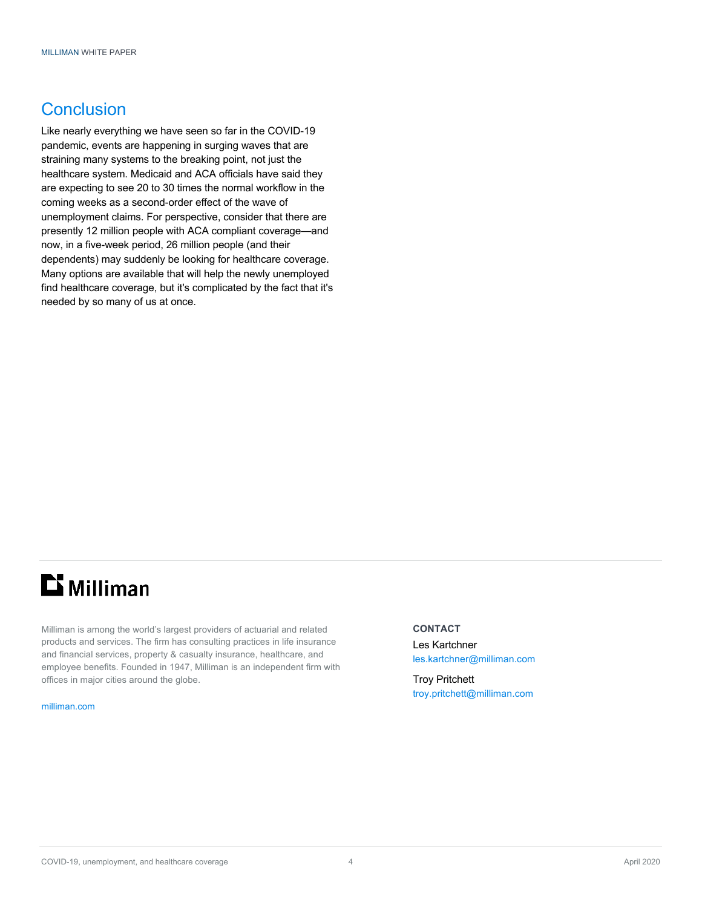## Conclusion

Like nearly everything we have seen so far in the COVID-19 pandemic, events are happening in surging waves that are straining many systems to the breaking point, not just the healthcare system. Medicaid and ACA officials have said they are expecting to see 20 to 30 times the normal workflow in the coming weeks as a second-order effect of the wave of unemployment claims. For perspective, consider that there are presently 12 million people with ACA compliant coverage—and now, in a five-week period, 26 million people (and their dependents) may suddenly be looking for healthcare coverage. Many options are available that will help the newly unemployed find healthcare coverage, but it's complicated by the fact that it's needed by so many of us at once.

Milliman is among the world's largest providers of actuarial and related products and services. The firm has consulting practices in life insurance and financial services, property & casualty insurance, healthcare, and employee benefits. Founded in 1947, Milliman is an independent firm with offices in major cities around the globe.

milliman.com

**CONTACT**

Les Kartchner
les.kartchner@milliman.com

Troy Pritchett
troy.pritchett@milliman.com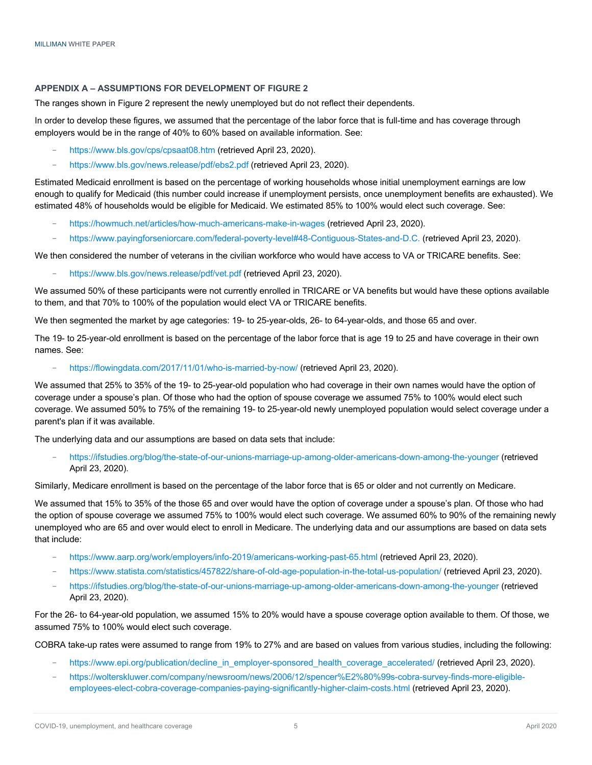## APPENDIX A – ASSUMPTIONS FOR DEVELOPMENT OF FIGURE 2

The ranges shown in Figure 2 represent the newly unemployed but do not reflect their dependents.

In order to develop these figures, we assumed that the percentage of the labor force that is full-time and has coverage through employers would be in the range of 40% to 60% based on available information. See:

- https://www.bls.gov/cps/cpsaat08.htm (retrieved April 23, 2020).
- https://www.bls.gov/news.release/pdf/ebs2.pdf (retrieved April 23, 2020).

Estimated Medicaid enrollment is based on the percentage of working households whose initial unemployment earnings are low enough to qualify for Medicaid (this number could increase if unemployment persists, once unemployment benefits are exhausted). We estimated 48% of households would be eligible for Medicaid. We estimated 85% to 100% would elect such coverage. See:

- https://howmuch.net/articles/how-much-americans-make-in-wages (retrieved April 23, 2020).
- https://www.payingforseniorcare.com/federal-poverty-level#48-Contiguous-States-and-D.C. (retrieved April 23, 2020).

We then considered the number of veterans in the civilian workforce who would have access to VA or TRICARE benefits. See:

- https://www.bls.gov/news.release/pdf/vet.pdf (retrieved April 23, 2020).

We assumed 50% of these participants were not currently enrolled in TRICARE or VA benefits but would have these options available to them, and that 70% to 100% of the population would elect VA or TRICARE benefits.

We then segmented the market by age categories: 19- to 25-year-olds, 26- to 64-year-olds, and those 65 and over.

The 19- to 25-year-old enrollment is based on the percentage of the labor force that is age 19 to 25 and have coverage in their own names. See:

- https://flowingdata.com/2017/11/01/who-is-married-by-now/ (retrieved April 23, 2020).

We assumed that 25% to 35% of the 19- to 25-year-old population who had coverage in their own names would have the option of coverage under a spouse's plan. Of those who had the option of spouse coverage we assumed 75% to 100% would elect such coverage. We assumed 50% to 75% of the remaining 19- to 25-year-old newly unemployed population would select coverage under a parent's plan if it was available.

The underlying data and our assumptions are based on data sets that include:

- https://ifstudies.org/blog/the-state-of-our-unions-marriage-up-among-older-americans-down-among-the-younger (retrieved April 23, 2020).

Similarly, Medicare enrollment is based on the percentage of the labor force that is 65 or older and not currently on Medicare.

We assumed that 15% to 35% of the those 65 and over would have the option of coverage under a spouse's plan. Of those who had the option of spouse coverage we assumed 75% to 100% would elect such coverage. We assumed 60% to 90% of the remaining newly unemployed who are 65 and over would elect to enroll in Medicare. The underlying data and our assumptions are based on data sets that include:

- https://www.aarp.org/work/employers/info-2019/americans-working-past-65.html (retrieved April 23, 2020).
- https://www.statista.com/statistics/457822/share-of-old-age-population-in-the-total-us-population/ (retrieved April 23, 2020).
- https://ifstudies.org/blog/the-state-of-our-unions-marriage-up-among-older-americans-down-among-the-younger (retrieved April 23, 2020).

For the 26- to 64-year-old population, we assumed 15% to 20% would have a spouse coverage option available to them. Of those, we assumed 75% to 100% would elect such coverage.

COBRA take-up rates were assumed to range from 19% to 27% and are based on values from various studies, including the following:

- https://www.epi.org/publication/decline_in_employer-sponsored_health_coverage_accelerated/ (retrieved April 23, 2020).
- https://wolterskluwer.com/company/newsroom/news/2006/12/spencer%E2%80%99s-cobra-survey-finds-more-eligible-employees-elect-cobra-coverage-companies-paying-significantly-higher-claim-costs.html (retrieved April 23, 2020).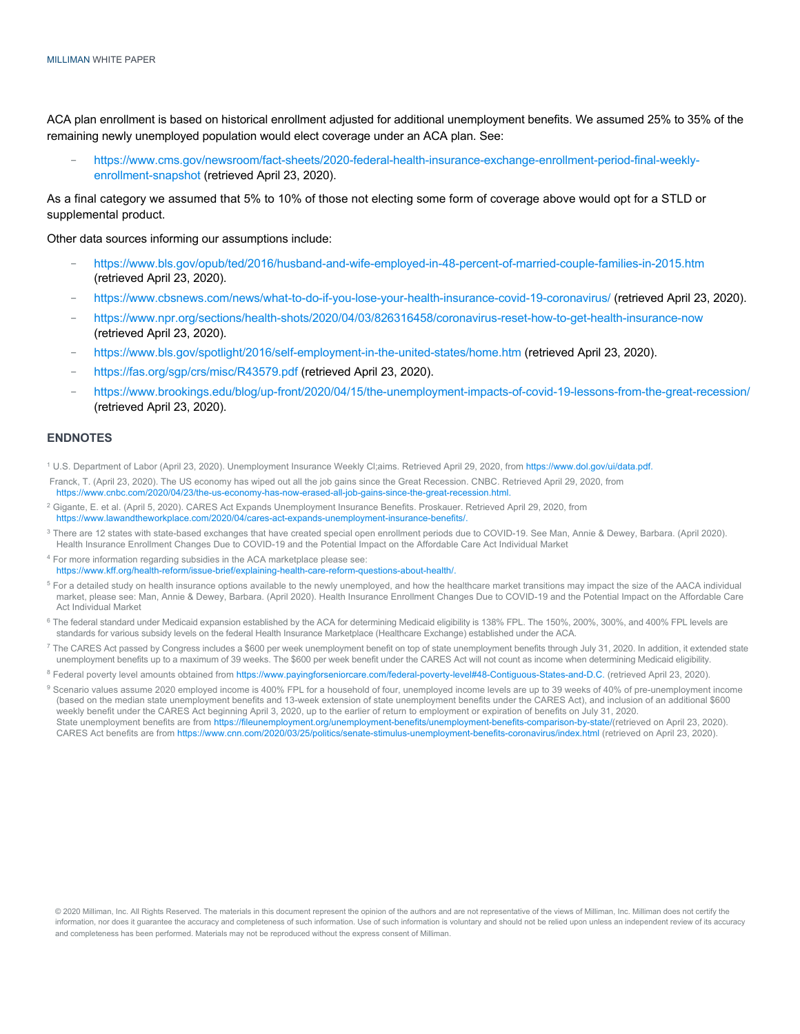ACA plan enrollment is based on historical enrollment adjusted for additional unemployment benefits. We assumed 25% to 35% of the remaining newly unemployed population would elect coverage under an ACA plan. See:

- https://www.cms.gov/newsroom/fact-sheets/2020-federal-health-insurance-exchange-enrollment-period-final-weekly-enrollment-snapshot (retrieved April 23, 2020).

As a final category we assumed that 5% to 10% of those not electing some form of coverage above would opt for a STLD or supplemental product.

Other data sources informing our assumptions include:

- https://www.bls.gov/opub/ted/2016/husband-and-wife-employed-in-48-percent-of-married-couple-families-in-2015.htm (retrieved April 23, 2020).
- https://www.cbsnews.com/news/what-to-do-if-you-lose-your-health-insurance-covid-19-coronavirus/ (retrieved April 23, 2020).
- https://www.npr.org/sections/health-shots/2020/04/03/826316458/coronavirus-reset-how-to-get-health-insurance-now (retrieved April 23, 2020).
- https://www.bls.gov/spotlight/2016/self-employment-in-the-united-states/home.htm (retrieved April 23, 2020).
- https://fas.org/sgp/crs/misc/R43579.pdf (retrieved April 23, 2020).
- https://www.brookings.edu/blog/up-front/2020/04/15/the-unemployment-impacts-of-covid-19-lessons-from-the-great-recession/ (retrieved April 23, 2020).

## ENDNOTES

[1] U.S. Department of Labor (April 23, 2020). Unemployment Insurance Weekly Cl;aims. Retrieved April 29, 2020, from https://www.dol.gov/ui/data.pdf.

Franck, T. (April 23, 2020). The US economy has wiped out all the job gains since the Great Recession. CNBC. Retrieved April 29, 2020, from https://www.cnbc.com/2020/04/23/the-us-economy-has-now-erased-all-job-gains-since-the-great-recession.html.

[2] Gigante, E. et al. (April 5, 2020). CARES Act Expands Unemployment Insurance Benefits. Proskauer. Retrieved April 29, 2020, from https://www.lawandtheworkplace.com/2020/04/cares-act-expands-unemployment-insurance-benefits/.

[3] There are 12 states with state-based exchanges that have created special open enrollment periods due to COVID-19. See Man, Annie & Dewey, Barbara. (April 2020). Health Insurance Enrollment Changes Due to COVID-19 and the Potential Impact on the Affordable Care Act Individual Market

[4] For more information regarding subsidies in the ACA marketplace please see: https://www.kff.org/health-reform/issue-brief/explaining-health-care-reform-questions-about-health/.

[5] For a detailed study on health insurance options available to the newly unemployed, and how the healthcare market transitions may impact the size of the AACA individual market, please see: Man, Annie & Dewey, Barbara. (April 2020). Health Insurance Enrollment Changes Due to COVID-19 and the Potential Impact on the Affordable Care Act Individual Market

[6] The federal standard under Medicaid expansion established by the ACA for determining Medicaid eligibility is 138% FPL. The 150%, 200%, 300%, and 400% FPL levels are standards for various subsidy levels on the federal Health Insurance Marketplace (Healthcare Exchange) established under the ACA.

[7] The CARES Act passed by Congress includes a $600 per week unemployment benefit on top of state unemployment benefits through July 31, 2020. In addition, it extended state unemployment benefits up to a maximum of 39 weeks. The $600 per week benefit under the CARES Act will not count as income when determining Medicaid eligibility.

[8] Federal poverty level amounts obtained from https://www.payingforseniorcare.com/federal-poverty-level#48-Contiguous-States-and-D.C. (retrieved April 23, 2020).

[9] Scenario values assume 2020 employed income is 400% FPL for a household of four, unemployed income levels are up to 39 weeks of 40% of pre-unemployment income (based on the median state unemployment benefits and 13-week extension of state unemployment benefits under the CARES Act), and inclusion of an additional $600 weekly benefit under the CARES Act beginning April 3, 2020, up to the earlier of return to employment or expiration of benefits on July 31, 2020.
State unemployment benefits are from https://fileunemployment.org/unemployment-benefits/unemployment-benefits-comparison-by-state/(retrieved on April 23, 2020).
CARES Act benefits are from https://www.cnn.com/2020/03/25/politics/senate-stimulus-unemployment-benefits-coronavirus/index.html (retrieved on April 23, 2020).

© 2020 Milliman, Inc. All Rights Reserved. The materials in this document represent the opinion of the authors and are not representative of the views of Milliman, Inc. Milliman does not certify the information, nor does it guarantee the accuracy and completeness of such information. Use of such information is voluntary and should not be relied upon unless an independent review of its accuracy and completeness has been performed. Materials may not be reproduced without the express consent of Milliman.